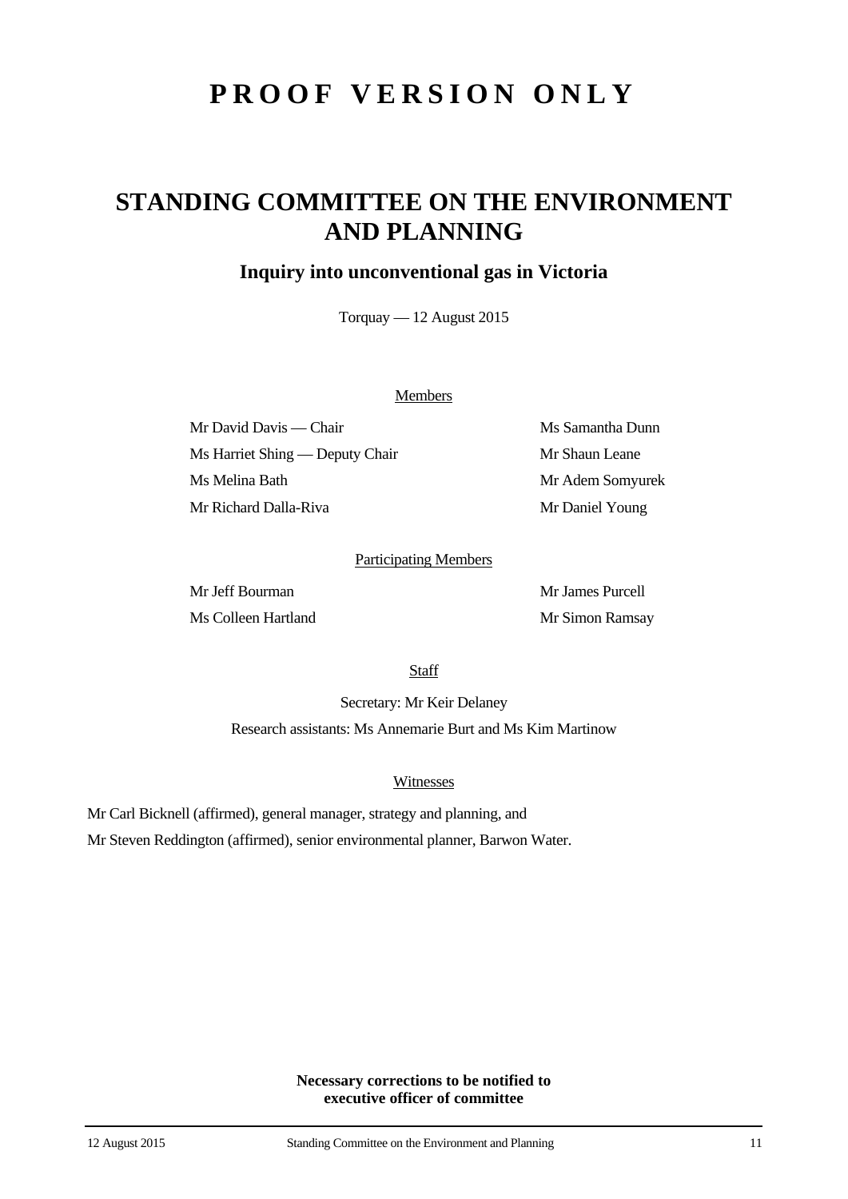# PROOF VERSION ONLY

# STANDING COMMITTEE ON THE ENVIRONMENT AND PLANNING

## Inquiry into unconventional gas in Victoria

Torquay — 12 August 2015

Members

Mr David Davis — Chair

Ms Harriet Shing — Deputy Chair

Ms Melina Bath

Mr Richard Dalla-Riva

Ms Samantha Dunn

Mr Shaun Leane

Mr Adem Somyurek

Mr Daniel Young

Participating Members

Mr Jeff Bourman

Ms Colleen Hartland

Mr James Purcell

Mr Simon Ramsay

Staff

Secretary: Mr Keir Delaney

Research assistants: Ms Annemarie Burt and Ms Kim Martinow

Witnesses

Mr Carl Bicknell (affirmed), general manager, strategy and planning, and

Mr Steven Reddington (affirmed), senior environmental planner, Barwon Water.

**Necessary corrections to be notified to executive officer of committee**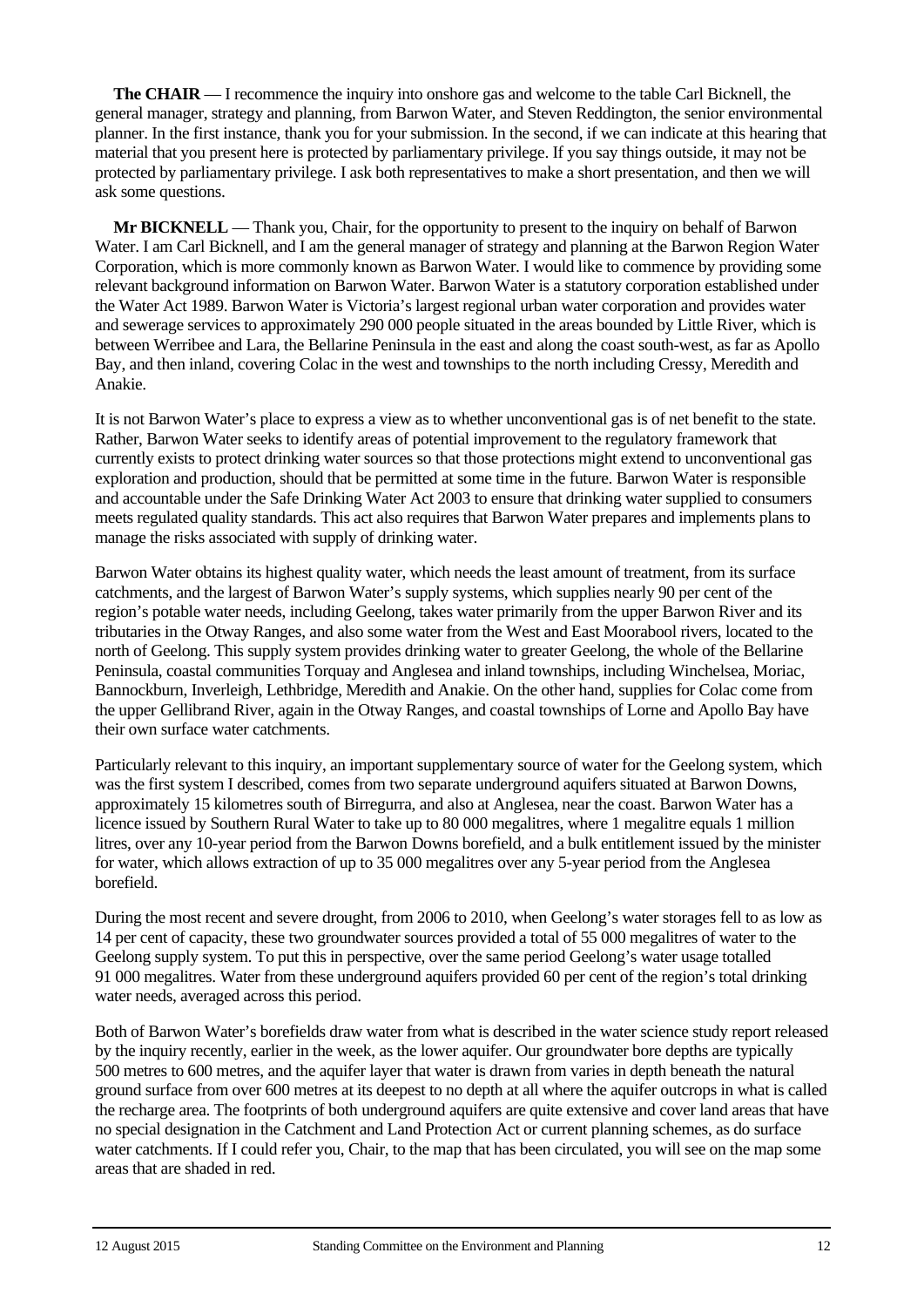**The CHAIR** — I recommence the inquiry into onshore gas and welcome to the table Carl Bicknell, the general manager, strategy and planning, from Barwon Water, and Steven Reddington, the senior environmental planner. In the first instance, thank you for your submission. In the second, if we can indicate at this hearing that material that you present here is protected by parliamentary privilege. If you say things outside, it may not be protected by parliamentary privilege. I ask both representatives to make a short presentation, and then we will ask some questions.

**Mr BICKNELL** — Thank you, Chair, for the opportunity to present to the inquiry on behalf of Barwon Water. I am Carl Bicknell, and I am the general manager of strategy and planning at the Barwon Region Water Corporation, which is more commonly known as Barwon Water. I would like to commence by providing some relevant background information on Barwon Water. Barwon Water is a statutory corporation established under the Water Act 1989. Barwon Water is Victoria's largest regional urban water corporation and provides water and sewerage services to approximately 290 000 people situated in the areas bounded by Little River, which is between Werribee and Lara, the Bellarine Peninsula in the east and along the coast south-west, as far as Apollo Bay, and then inland, covering Colac in the west and townships to the north including Cressy, Meredith and Anakie.

It is not Barwon Water's place to express a view as to whether unconventional gas is of net benefit to the state. Rather, Barwon Water seeks to identify areas of potential improvement to the regulatory framework that currently exists to protect drinking water sources so that those protections might extend to unconventional gas exploration and production, should that be permitted at some time in the future. Barwon Water is responsible and accountable under the Safe Drinking Water Act 2003 to ensure that drinking water supplied to consumers meets regulated quality standards. This act also requires that Barwon Water prepares and implements plans to manage the risks associated with supply of drinking water.

Barwon Water obtains its highest quality water, which needs the least amount of treatment, from its surface catchments, and the largest of Barwon Water's supply systems, which supplies nearly 90 per cent of the region's potable water needs, including Geelong, takes water primarily from the upper Barwon River and its tributaries in the Otway Ranges, and also some water from the West and East Moorabool rivers, located to the north of Geelong. This supply system provides drinking water to greater Geelong, the whole of the Bellarine Peninsula, coastal communities Torquay and Anglesea and inland townships, including Winchelsea, Moriac, Bannockburn, Inverleigh, Lethbridge, Meredith and Anakie. On the other hand, supplies for Colac come from the upper Gellibrand River, again in the Otway Ranges, and coastal townships of Lorne and Apollo Bay have their own surface water catchments.

Particularly relevant to this inquiry, an important supplementary source of water for the Geelong system, which was the first system I described, comes from two separate underground aquifers situated at Barwon Downs, approximately 15 kilometres south of Birregurra, and also at Anglesea, near the coast. Barwon Water has a licence issued by Southern Rural Water to take up to 80 000 megalitres, where 1 megalitre equals 1 million litres, over any 10-year period from the Barwon Downs borefield, and a bulk entitlement issued by the minister for water, which allows extraction of up to 35 000 megalitres over any 5-year period from the Anglesea borefield.

During the most recent and severe drought, from 2006 to 2010, when Geelong's water storages fell to as low as 14 per cent of capacity, these two groundwater sources provided a total of 55 000 megalitres of water to the Geelong supply system. To put this in perspective, over the same period Geelong's water usage totalled 91 000 megalitres. Water from these underground aquifers provided 60 per cent of the region's total drinking water needs, averaged across this period.

Both of Barwon Water's borefields draw water from what is described in the water science study report released by the inquiry recently, earlier in the week, as the lower aquifer. Our groundwater bore depths are typically 500 metres to 600 metres, and the aquifer layer that water is drawn from varies in depth beneath the natural ground surface from over 600 metres at its deepest to no depth at all where the aquifer outcrops in what is called the recharge area. The footprints of both underground aquifers are quite extensive and cover land areas that have no special designation in the Catchment and Land Protection Act or current planning schemes, as do surface water catchments. If I could refer you, Chair, to the map that has been circulated, you will see on the map some areas that are shaded in red.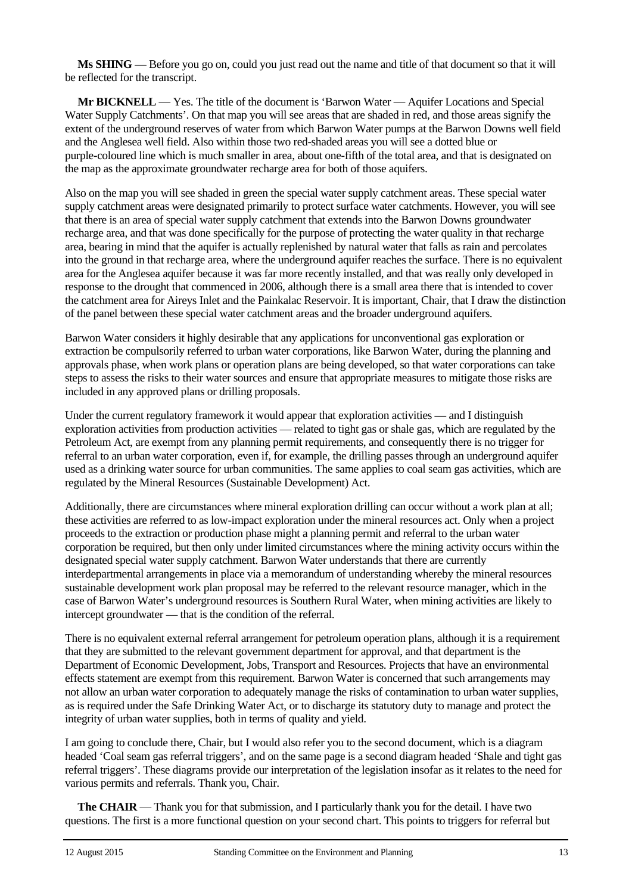**Ms SHING** — Before you go on, could you just read out the name and title of that document so that it will be reflected for the transcript.

**Mr BICKNELL** — Yes. The title of the document is 'Barwon Water — Aquifer Locations and Special Water Supply Catchments'. On that map you will see areas that are shaded in red, and those areas signify the extent of the underground reserves of water from which Barwon Water pumps at the Barwon Downs well field and the Anglesea well field. Also within those two red-shaded areas you will see a dotted blue or purple-coloured line which is much smaller in area, about one-fifth of the total area, and that is designated on the map as the approximate groundwater recharge area for both of those aquifers.

Also on the map you will see shaded in green the special water supply catchment areas. These special water supply catchment areas were designated primarily to protect surface water catchments. However, you will see that there is an area of special water supply catchment that extends into the Barwon Downs groundwater recharge area, and that was done specifically for the purpose of protecting the water quality in that recharge area, bearing in mind that the aquifer is actually replenished by natural water that falls as rain and percolates into the ground in that recharge area, where the underground aquifer reaches the surface. There is no equivalent area for the Anglesea aquifer because it was far more recently installed, and that was really only developed in response to the drought that commenced in 2006, although there is a small area there that is intended to cover the catchment area for Aireys Inlet and the Painkalac Reservoir. It is important, Chair, that I draw the distinction of the panel between these special water catchment areas and the broader underground aquifers.

Barwon Water considers it highly desirable that any applications for unconventional gas exploration or extraction be compulsorily referred to urban water corporations, like Barwon Water, during the planning and approvals phase, when work plans or operation plans are being developed, so that water corporations can take steps to assess the risks to their water sources and ensure that appropriate measures to mitigate those risks are included in any approved plans or drilling proposals.

Under the current regulatory framework it would appear that exploration activities — and I distinguish exploration activities from production activities — related to tight gas or shale gas, which are regulated by the Petroleum Act, are exempt from any planning permit requirements, and consequently there is no trigger for referral to an urban water corporation, even if, for example, the drilling passes through an underground aquifer used as a drinking water source for urban communities. The same applies to coal seam gas activities, which are regulated by the Mineral Resources (Sustainable Development) Act.

Additionally, there are circumstances where mineral exploration drilling can occur without a work plan at all; these activities are referred to as low-impact exploration under the mineral resources act. Only when a project proceeds to the extraction or production phase might a planning permit and referral to the urban water corporation be required, but then only under limited circumstances where the mining activity occurs within the designated special water supply catchment. Barwon Water understands that there are currently interdepartmental arrangements in place via a memorandum of understanding whereby the mineral resources sustainable development work plan proposal may be referred to the relevant resource manager, which in the case of Barwon Water's underground resources is Southern Rural Water, when mining activities are likely to intercept groundwater — that is the condition of the referral.

There is no equivalent external referral arrangement for petroleum operation plans, although it is a requirement that they are submitted to the relevant government department for approval, and that department is the Department of Economic Development, Jobs, Transport and Resources. Projects that have an environmental effects statement are exempt from this requirement. Barwon Water is concerned that such arrangements may not allow an urban water corporation to adequately manage the risks of contamination to urban water supplies, as is required under the Safe Drinking Water Act, or to discharge its statutory duty to manage and protect the integrity of urban water supplies, both in terms of quality and yield.

I am going to conclude there, Chair, but I would also refer you to the second document, which is a diagram headed 'Coal seam gas referral triggers', and on the same page is a second diagram headed 'Shale and tight gas referral triggers'. These diagrams provide our interpretation of the legislation insofar as it relates to the need for various permits and referrals. Thank you, Chair.

**The CHAIR** — Thank you for that submission, and I particularly thank you for the detail. I have two questions. The first is a more functional question on your second chart. This points to triggers for referral but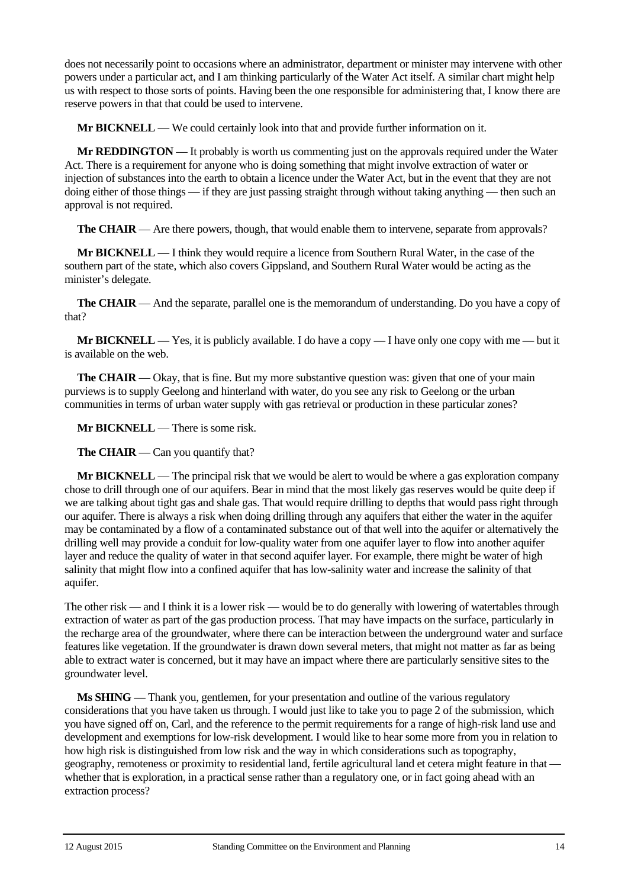does not necessarily point to occasions where an administrator, department or minister may intervene with other powers under a particular act, and I am thinking particularly of the Water Act itself. A similar chart might help us with respect to those sorts of points. Having been the one responsible for administering that, I know there are reserve powers in that that could be used to intervene.

**Mr BICKNELL** — We could certainly look into that and provide further information on it.

**Mr REDDINGTON** — It probably is worth us commenting just on the approvals required under the Water Act. There is a requirement for anyone who is doing something that might involve extraction of water or injection of substances into the earth to obtain a licence under the Water Act, but in the event that they are not doing either of those things — if they are just passing straight through without taking anything — then such an approval is not required.

**The CHAIR** — Are there powers, though, that would enable them to intervene, separate from approvals?

**Mr BICKNELL** — I think they would require a licence from Southern Rural Water, in the case of the southern part of the state, which also covers Gippsland, and Southern Rural Water would be acting as the minister's delegate.

**The CHAIR** — And the separate, parallel one is the memorandum of understanding. Do you have a copy of that?

**Mr BICKNELL** — Yes, it is publicly available. I do have a copy — I have only one copy with me — but it is available on the web.

**The CHAIR** — Okay, that is fine. But my more substantive question was: given that one of your main purviews is to supply Geelong and hinterland with water, do you see any risk to Geelong or the urban communities in terms of urban water supply with gas retrieval or production in these particular zones?

**Mr BICKNELL** — There is some risk.

**The CHAIR** — Can you quantify that?

**Mr BICKNELL** — The principal risk that we would be alert to would be where a gas exploration company chose to drill through one of our aquifers. Bear in mind that the most likely gas reserves would be quite deep if we are talking about tight gas and shale gas. That would require drilling to depths that would pass right through our aquifer. There is always a risk when doing drilling through any aquifers that either the water in the aquifer may be contaminated by a flow of a contaminated substance out of that well into the aquifer or alternatively the drilling well may provide a conduit for low-quality water from one aquifer layer to flow into another aquifer layer and reduce the quality of water in that second aquifer layer. For example, there might be water of high salinity that might flow into a confined aquifer that has low-salinity water and increase the salinity of that aquifer.

The other risk — and I think it is a lower risk — would be to do generally with lowering of watertables through extraction of water as part of the gas production process. That may have impacts on the surface, particularly in the recharge area of the groundwater, where there can be interaction between the underground water and surface features like vegetation. If the groundwater is drawn down several meters, that might not matter as far as being able to extract water is concerned, but it may have an impact where there are particularly sensitive sites to the groundwater level.

**Ms SHING** — Thank you, gentlemen, for your presentation and outline of the various regulatory considerations that you have taken us through. I would just like to take you to page 2 of the submission, which you have signed off on, Carl, and the reference to the permit requirements for a range of high-risk land use and development and exemptions for low-risk development. I would like to hear some more from you in relation to how high risk is distinguished from low risk and the way in which considerations such as topography, geography, remoteness or proximity to residential land, fertile agricultural land et cetera might feature in that — whether that is exploration, in a practical sense rather than a regulatory one, or in fact going ahead with an extraction process?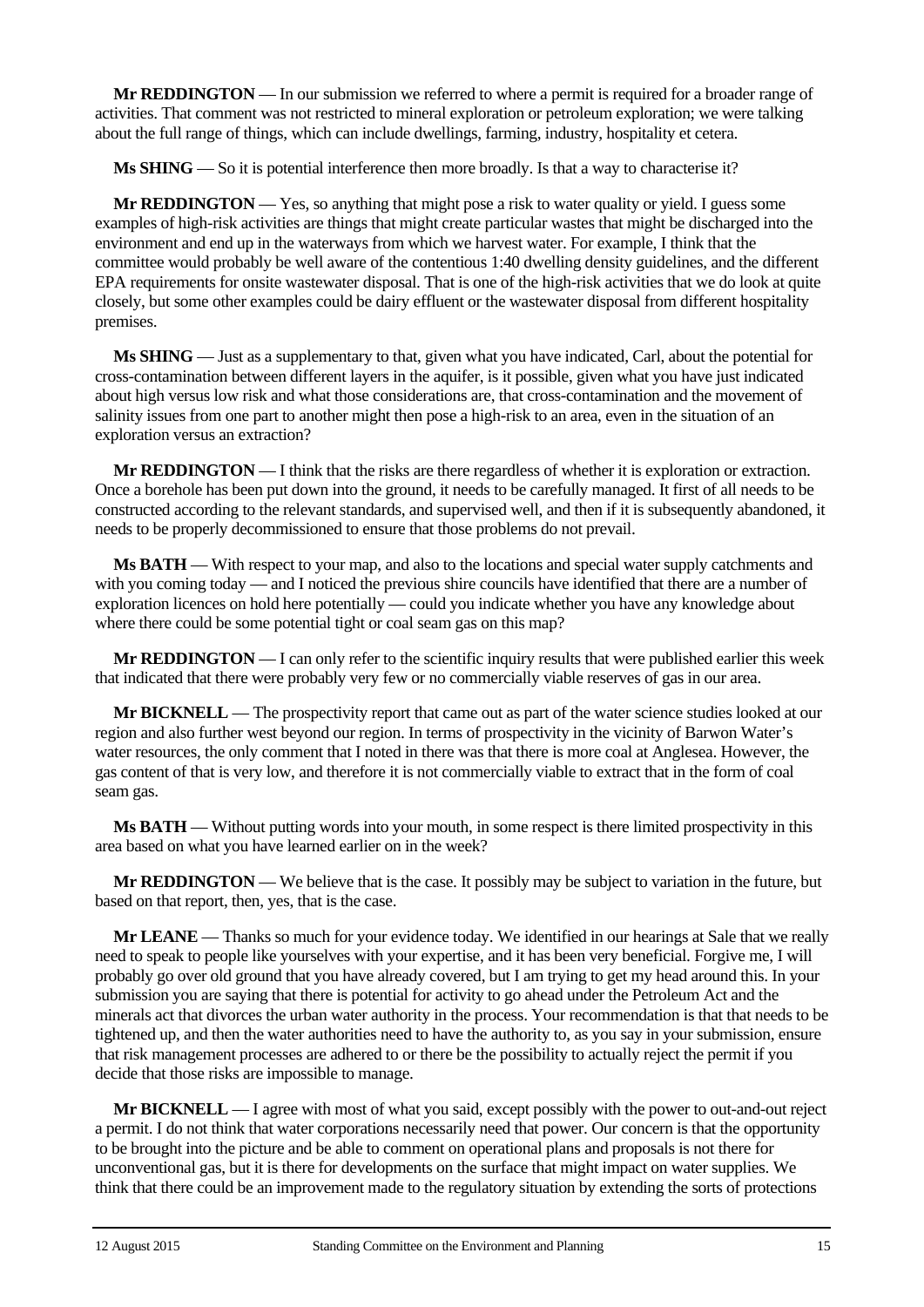**Mr REDDINGTON** — In our submission we referred to where a permit is required for a broader range of activities. That comment was not restricted to mineral exploration or petroleum exploration; we were talking about the full range of things, which can include dwellings, farming, industry, hospitality et cetera.

**Ms SHING** — So it is potential interference then more broadly. Is that a way to characterise it?

**Mr REDDINGTON** — Yes, so anything that might pose a risk to water quality or yield. I guess some examples of high-risk activities are things that might create particular wastes that might be discharged into the environment and end up in the waterways from which we harvest water. For example, I think that the committee would probably be well aware of the contentious 1:40 dwelling density guidelines, and the different EPA requirements for onsite wastewater disposal. That is one of the high-risk activities that we do look at quite closely, but some other examples could be dairy effluent or the wastewater disposal from different hospitality premises.

**Ms SHING** — Just as a supplementary to that, given what you have indicated, Carl, about the potential for cross-contamination between different layers in the aquifer, is it possible, given what you have just indicated about high versus low risk and what those considerations are, that cross-contamination and the movement of salinity issues from one part to another might then pose a high-risk to an area, even in the situation of an exploration versus an extraction?

**Mr REDDINGTON** — I think that the risks are there regardless of whether it is exploration or extraction. Once a borehole has been put down into the ground, it needs to be carefully managed. It first of all needs to be constructed according to the relevant standards, and supervised well, and then if it is subsequently abandoned, it needs to be properly decommissioned to ensure that those problems do not prevail.

**Ms BATH** — With respect to your map, and also to the locations and special water supply catchments and with you coming today — and I noticed the previous shire councils have identified that there are a number of exploration licences on hold here potentially — could you indicate whether you have any knowledge about where there could be some potential tight or coal seam gas on this map?

**Mr REDDINGTON** — I can only refer to the scientific inquiry results that were published earlier this week that indicated that there were probably very few or no commercially viable reserves of gas in our area.

**Mr BICKNELL** — The prospectivity report that came out as part of the water science studies looked at our region and also further west beyond our region. In terms of prospectivity in the vicinity of Barwon Water's water resources, the only comment that I noted in there was that there is more coal at Anglesea. However, the gas content of that is very low, and therefore it is not commercially viable to extract that in the form of coal seam gas.

**Ms BATH** — Without putting words into your mouth, in some respect is there limited prospectivity in this area based on what you have learned earlier on in the week?

**Mr REDDINGTON** — We believe that is the case. It possibly may be subject to variation in the future, but based on that report, then, yes, that is the case.

**Mr LEANE** — Thanks so much for your evidence today. We identified in our hearings at Sale that we really need to speak to people like yourselves with your expertise, and it has been very beneficial. Forgive me, I will probably go over old ground that you have already covered, but I am trying to get my head around this. In your submission you are saying that there is potential for activity to go ahead under the Petroleum Act and the minerals act that divorces the urban water authority in the process. Your recommendation is that that needs to be tightened up, and then the water authorities need to have the authority to, as you say in your submission, ensure that risk management processes are adhered to or there be the possibility to actually reject the permit if you decide that those risks are impossible to manage.

**Mr BICKNELL** — I agree with most of what you said, except possibly with the power to out-and-out reject a permit. I do not think that water corporations necessarily need that power. Our concern is that the opportunity to be brought into the picture and be able to comment on operational plans and proposals is not there for unconventional gas, but it is there for developments on the surface that might impact on water supplies. We think that there could be an improvement made to the regulatory situation by extending the sorts of protections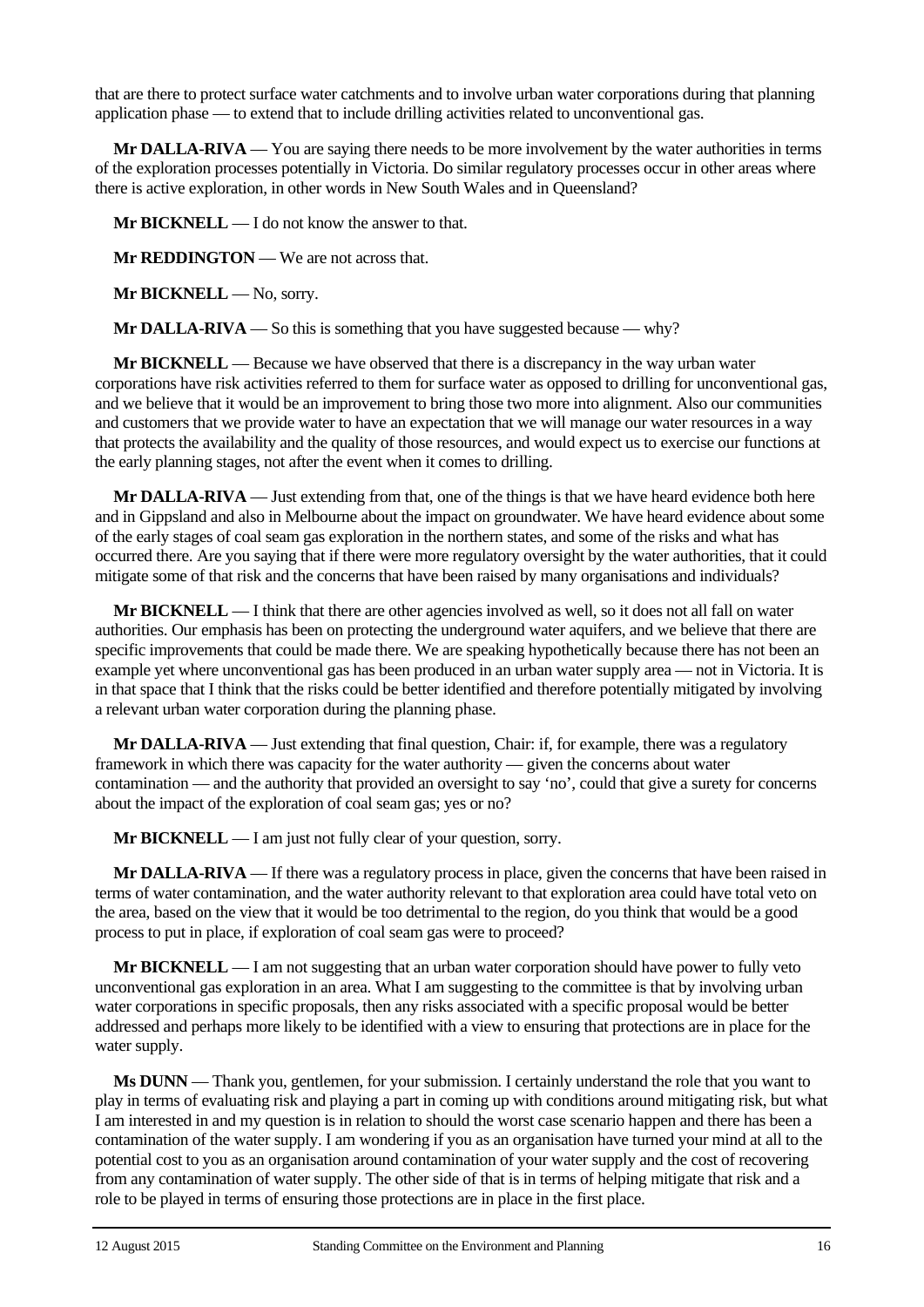that are there to protect surface water catchments and to involve urban water corporations during that planning application phase — to extend that to include drilling activities related to unconventional gas.

**Mr DALLA-RIVA** — You are saying there needs to be more involvement by the water authorities in terms of the exploration processes potentially in Victoria. Do similar regulatory processes occur in other areas where there is active exploration, in other words in New South Wales and in Queensland?

**Mr BICKNELL** — I do not know the answer to that.

**Mr REDDINGTON** — We are not across that.

**Mr BICKNELL** — No, sorry.

**Mr DALLA-RIVA** — So this is something that you have suggested because — why?

**Mr BICKNELL** — Because we have observed that there is a discrepancy in the way urban water corporations have risk activities referred to them for surface water as opposed to drilling for unconventional gas, and we believe that it would be an improvement to bring those two more into alignment. Also our communities and customers that we provide water to have an expectation that we will manage our water resources in a way that protects the availability and the quality of those resources, and would expect us to exercise our functions at the early planning stages, not after the event when it comes to drilling.

**Mr DALLA-RIVA** — Just extending from that, one of the things is that we have heard evidence both here and in Gippsland and also in Melbourne about the impact on groundwater. We have heard evidence about some of the early stages of coal seam gas exploration in the northern states, and some of the risks and what has occurred there. Are you saying that if there were more regulatory oversight by the water authorities, that it could mitigate some of that risk and the concerns that have been raised by many organisations and individuals?

**Mr BICKNELL** — I think that there are other agencies involved as well, so it does not all fall on water authorities. Our emphasis has been on protecting the underground water aquifers, and we believe that there are specific improvements that could be made there. We are speaking hypothetically because there has not been an example yet where unconventional gas has been produced in an urban water supply area — not in Victoria. It is in that space that I think that the risks could be better identified and therefore potentially mitigated by involving a relevant urban water corporation during the planning phase.

**Mr DALLA-RIVA** — Just extending that final question, Chair: if, for example, there was a regulatory framework in which there was capacity for the water authority — given the concerns about water contamination — and the authority that provided an oversight to say 'no', could that give a surety for concerns about the impact of the exploration of coal seam gas; yes or no?

**Mr BICKNELL** — I am just not fully clear of your question, sorry.

**Mr DALLA-RIVA** — If there was a regulatory process in place, given the concerns that have been raised in terms of water contamination, and the water authority relevant to that exploration area could have total veto on the area, based on the view that it would be too detrimental to the region, do you think that would be a good process to put in place, if exploration of coal seam gas were to proceed?

**Mr BICKNELL** — I am not suggesting that an urban water corporation should have power to fully veto unconventional gas exploration in an area. What I am suggesting to the committee is that by involving urban water corporations in specific proposals, then any risks associated with a specific proposal would be better addressed and perhaps more likely to be identified with a view to ensuring that protections are in place for the water supply.

**Ms DUNN** — Thank you, gentlemen, for your submission. I certainly understand the role that you want to play in terms of evaluating risk and playing a part in coming up with conditions around mitigating risk, but what I am interested in and my question is in relation to should the worst case scenario happen and there has been a contamination of the water supply. I am wondering if you as an organisation have turned your mind at all to the potential cost to you as an organisation around contamination of your water supply and the cost of recovering from any contamination of water supply. The other side of that is in terms of helping mitigate that risk and a role to be played in terms of ensuring those protections are in place in the first place.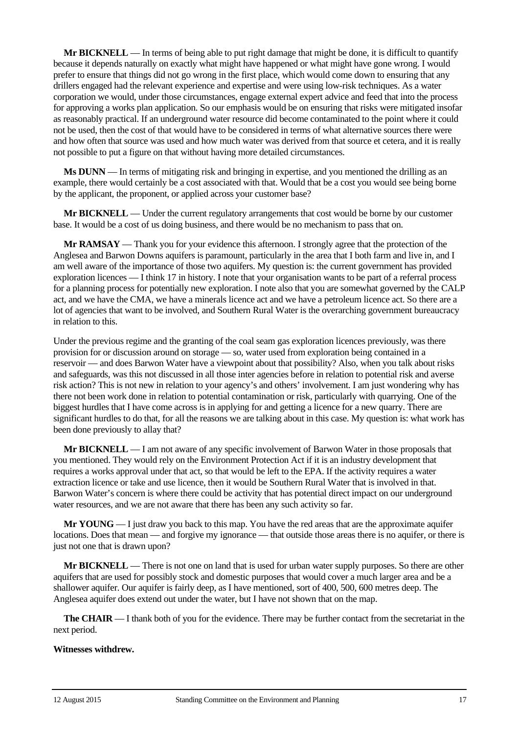**Mr BICKNELL** — In terms of being able to put right damage that might be done, it is difficult to quantify because it depends naturally on exactly what might have happened or what might have gone wrong. I would prefer to ensure that things did not go wrong in the first place, which would come down to ensuring that any drillers engaged had the relevant experience and expertise and were using low-risk techniques. As a water corporation we would, under those circumstances, engage external expert advice and feed that into the process for approving a works plan application. So our emphasis would be on ensuring that risks were mitigated insofar as reasonably practical. If an underground water resource did become contaminated to the point where it could not be used, then the cost of that would have to be considered in terms of what alternative sources there were and how often that source was used and how much water was derived from that source et cetera, and it is really not possible to put a figure on that without having more detailed circumstances.

**Ms DUNN** — In terms of mitigating risk and bringing in expertise, and you mentioned the drilling as an example, there would certainly be a cost associated with that. Would that be a cost you would see being borne by the applicant, the proponent, or applied across your customer base?

**Mr BICKNELL** — Under the current regulatory arrangements that cost would be borne by our customer base. It would be a cost of us doing business, and there would be no mechanism to pass that on.

**Mr RAMSAY** — Thank you for your evidence this afternoon. I strongly agree that the protection of the Anglesea and Barwon Downs aquifers is paramount, particularly in the area that I both farm and live in, and I am well aware of the importance of those two aquifers. My question is: the current government has provided exploration licences — I think 17 in history. I note that your organisation wants to be part of a referral process for a planning process for potentially new exploration. I note also that you are somewhat governed by the CALP act, and we have the CMA, we have a minerals licence act and we have a petroleum licence act. So there are a lot of agencies that want to be involved, and Southern Rural Water is the overarching government bureaucracy in relation to this.

Under the previous regime and the granting of the coal seam gas exploration licences previously, was there provision for or discussion around on storage — so, water used from exploration being contained in a reservoir — and does Barwon Water have a viewpoint about that possibility? Also, when you talk about risks and safeguards, was this not discussed in all those inter agencies before in relation to potential risk and averse risk action? This is not new in relation to your agency's and others' involvement. I am just wondering why has there not been work done in relation to potential contamination or risk, particularly with quarrying. One of the biggest hurdles that I have come across is in applying for and getting a licence for a new quarry. There are significant hurdles to do that, for all the reasons we are talking about in this case. My question is: what work has been done previously to allay that?

**Mr BICKNELL** — I am not aware of any specific involvement of Barwon Water in those proposals that you mentioned. They would rely on the Environment Protection Act if it is an industry development that requires a works approval under that act, so that would be left to the EPA. If the activity requires a water extraction licence or take and use licence, then it would be Southern Rural Water that is involved in that. Barwon Water's concern is where there could be activity that has potential direct impact on our underground water resources, and we are not aware that there has been any such activity so far.

**Mr YOUNG** — I just draw you back to this map. You have the red areas that are the approximate aquifer locations. Does that mean — and forgive my ignorance — that outside those areas there is no aquifer, or there is just not one that is drawn upon?

**Mr BICKNELL** — There is not one on land that is used for urban water supply purposes. So there are other aquifers that are used for possibly stock and domestic purposes that would cover a much larger area and be a shallower aquifer. Our aquifer is fairly deep, as I have mentioned, sort of 400, 500, 600 metres deep. The Anglesea aquifer does extend out under the water, but I have not shown that on the map.

**The CHAIR** — I thank both of you for the evidence. There may be further contact from the secretariat in the next period.

**Witnesses withdrew.**